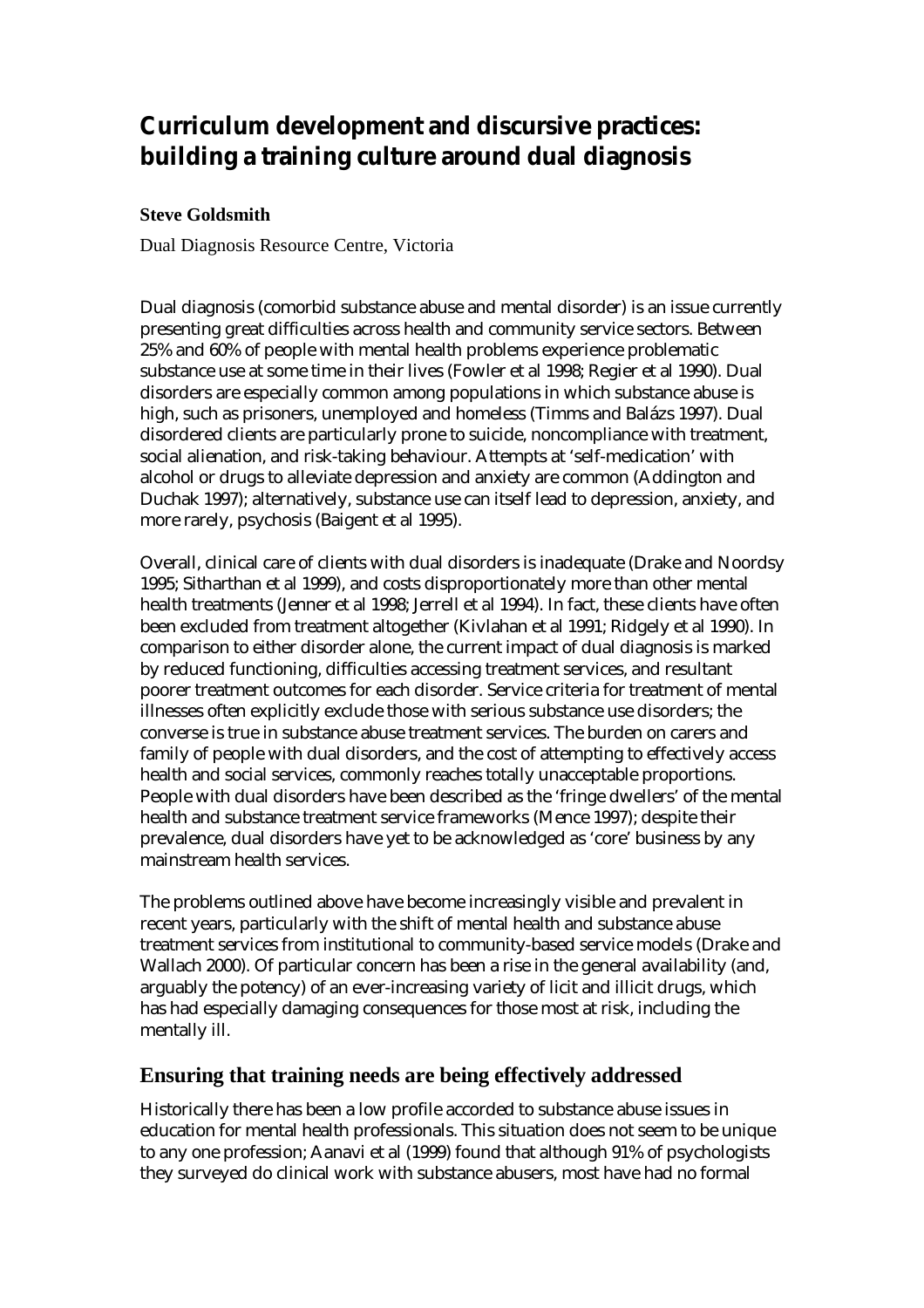# Curriculum development and discursive practices: building a training culture around dual diagnosis

**Steve Goldsmith**

Dual Diagnosis Resource Centre, Victoria

Dual diagnosis (comorbid substance abuse and mental disorder) is an issue currently presenting great difficulties across health and community service sectors. Between 25% and 60% of people with mental health problems experience problematic substance use at some time in their lives (Fowler et al 1998; Regier et al 1990). Dual disorders are especially common among populations in which substance abuse is high, such as prisoners, unemployed and homeless (Timms and Balázs 1997). Dual disordered clients are particularly prone to suicide, noncompliance with treatment, social alienation, and risk-taking behaviour. Attempts at 'self-medication' with alcohol or drugs to alleviate depression and anxiety are common (Addington and Duchak 1997); alternatively, substance use can itself lead to depression, anxiety, and more rarely, psychosis (Baigent et al 1995).

Overall, clinical care of clients with dual disorders is inadequate (Drake and Noordsy 1995; Sitharthan et al 1999), and costs disproportionately more than other mental health treatments (Jenner et al 1998; Jerrell et al 1994). In fact, these clients have often been excluded from treatment altogether (Kivlahan et al 1991; Ridgely et al 1990). In comparison to either disorder alone, the current impact of dual diagnosis is marked by reduced functioning, difficulties accessing treatment services, and resultant poorer treatment outcomes for each disorder. Service criteria for treatment of mental illnesses often explicitly exclude those with serious substance use disorders; the converse is true in substance abuse treatment services. The burden on carers and family of people with dual disorders, and the cost of attempting to effectively access health and social services, commonly reaches totally unacceptable proportions. People with dual disorders have been described as the 'fringe dwellers' of the mental health and substance treatment service frameworks (Mence 1997); despite their prevalence, dual disorders have yet to be acknowledged as 'core' business by any mainstream health services.

The problems outlined above have become increasingly visible and prevalent in recent years, particularly with the shift of mental health and substance abuse treatment services from institutional to community-based service models (Drake and Wallach 2000). Of particular concern has been a rise in the general availability (and, arguably the potency) of an ever-increasing variety of licit and illicit drugs, which has had especially damaging consequences for those most at risk, including the mentally ill.

## Ensuring that training needs are being effectively addressed

Historically there has been a low profile accorded to substance abuse issues in education for mental health professionals. This situation does not seem to be unique to any one profession; Aanavi et al (1999) found that although 91% of psychologists they surveyed do clinical work with substance abusers, most have had no formal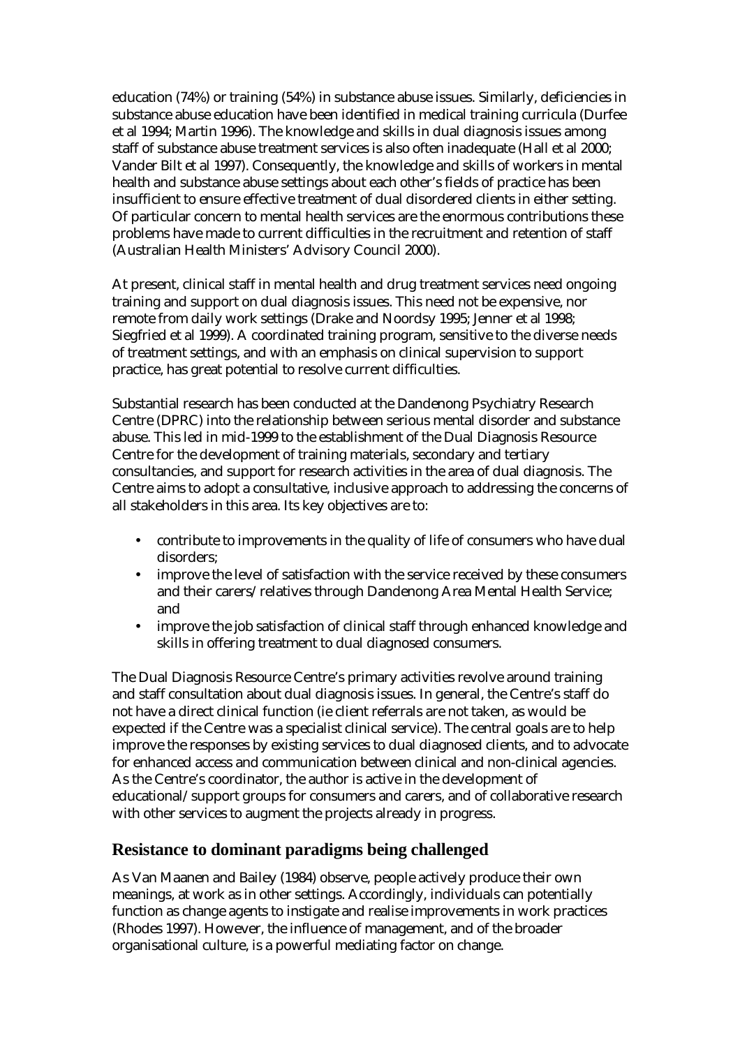education (74%) or training (54%) in substance abuse issues. Similarly, deficiencies in substance abuse education have been identified in medical training curricula (Durfee et al 1994; Martin 1996). The knowledge and skills in dual diagnosis issues among staff of substance abuse treatment services is also often inadequate (Hall et al 2000; Vander Bilt et al 1997). Consequently, the knowledge and skills of workers in mental health and substance abuse settings about each other's fields of practice has been insufficient to ensure effective treatment of dual disordered clients in either setting. Of particular concern to mental health services are the enormous contributions these problems have made to current difficulties in the recruitment and retention of staff (Australian Health Ministers' Advisory Council 2000).

At present, clinical staff in mental health and drug treatment services need ongoing training and support on dual diagnosis issues. This need not be expensive, nor remote from daily work settings (Drake and Noordsy 1995; Jenner et al 1998; Siegfried et al 1999). A coordinated training program, sensitive to the diverse needs of treatment settings, and with an emphasis on clinical supervision to support practice, has great potential to resolve current difficulties.

Substantial research has been conducted at the Dandenong Psychiatry Research Centre (DPRC) into the relationship between serious mental disorder and substance abuse. This led in mid-1999 to the establishment of the Dual Diagnosis Resource Centre for the development of training materials, secondary and tertiary consultancies, and support for research activities in the area of dual diagnosis. The Centre aims to adopt a consultative, inclusive approach to addressing the concerns of all stakeholders in this area. Its key objectives are to:

- contribute to improvements in the quality of life of consumers who have dual disorders;
- improve the level of satisfaction with the service received by these consumers and their carers/relatives through Dandenong Area Mental Health Service; and
- improve the job satisfaction of clinical staff through enhanced knowledge and skills in offering treatment to dual diagnosed consumers.

The Dual Diagnosis Resource Centre's primary activities revolve around training and staff consultation about dual diagnosis issues. In general, the Centre's staff do not have a direct clinical function (ie client referrals are not taken, as would be expected if the Centre was a specialist clinical service). The central goals are to help improve the responses by existing services to dual diagnosed clients, and to advocate for enhanced access and communication between clinical and non-clinical agencies. As the Centre's coordinator, the author is active in the development of educational/support groups for consumers and carers, and of collaborative research with other services to augment the projects already in progress.

## Resistance to dominant paradigms being challenged

As Van Maanen and Bailey (1984) observe, people actively produce their own meanings, at work as in other settings. Accordingly, individuals can potentially function as change agents to instigate and realise improvements in work practices (Rhodes 1997). However, the influence of management, and of the broader organisational culture, is a powerful mediating factor on change.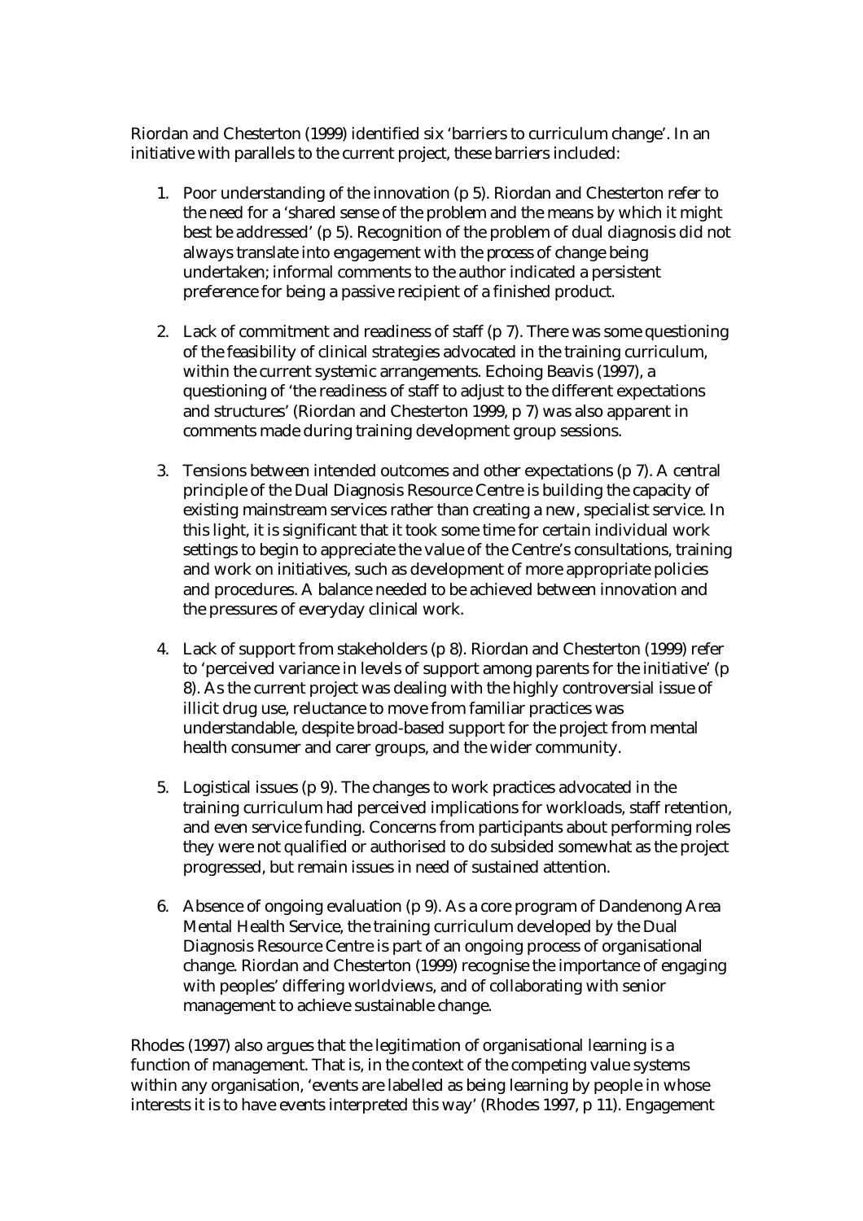Riordan and Chesterton (1999) identified six 'barriers to curriculum change'. In an initiative with parallels to the current project, these barriers included:

1. Poor understanding of the innovation (p 5). Riordan and Chesterton refer to the need for a 'shared sense of the problem and the means by which it might best be addressed' (p 5). Recognition of the problem of dual diagnosis did not always translate into engagement with the *process* of change being undertaken; informal comments to the author indicated a persistent preference for being a passive recipient of a finished product.

2. Lack of commitment and readiness of staff (p 7). There was some questioning of the feasibility of clinical strategies advocated in the training curriculum, within the current systemic arrangements. Echoing Beavis (1997), a questioning of 'the readiness of staff to adjust to the different expectations and structures' (Riordan and Chesterton 1999, p 7) was also apparent in comments made during training development group sessions.

3. Tensions between intended outcomes and other expectations (p 7). A central principle of the Dual Diagnosis Resource Centre is building the capacity of existing mainstream services rather than creating a new, specialist service. In this light, it is significant that it took some time for certain individual work settings to begin to appreciate the value of the Centre's consultations, training and work on initiatives, such as development of more appropriate policies and procedures. A balance needed to be achieved between innovation and the pressures of everyday clinical work.

4. Lack of support from stakeholders (p 8). Riordan and Chesterton (1999) refer to 'perceived variance in levels of support among parents for the initiative' (p 8). As the current project was dealing with the highly controversial issue of illicit drug use, reluctance to move from familiar practices was understandable, despite broad-based support for the project from mental health consumer and carer groups, and the wider community.

5. Logistical issues (p 9). The changes to work practices advocated in the training curriculum had perceived implications for workloads, staff retention, and even service funding. Concerns from participants about performing roles they were not qualified or authorised to do subsided somewhat as the project progressed, but remain issues in need of sustained attention.

6. Absence of ongoing evaluation (p 9). As a core program of Dandenong Area Mental Health Service, the training curriculum developed by the Dual Diagnosis Resource Centre is part of an ongoing process of organisational change. Riordan and Chesterton (1999) recognise the importance of engaging with peoples' differing worldviews, and of collaborating with senior management to achieve sustainable change.

Rhodes (1997) also argues that the legitimation of organisational learning is a function of management. That is, in the context of the competing value systems within any organisation, 'events are labelled as being learning by people in whose interests it is to have events interpreted this way' (Rhodes 1997, p 11). Engagement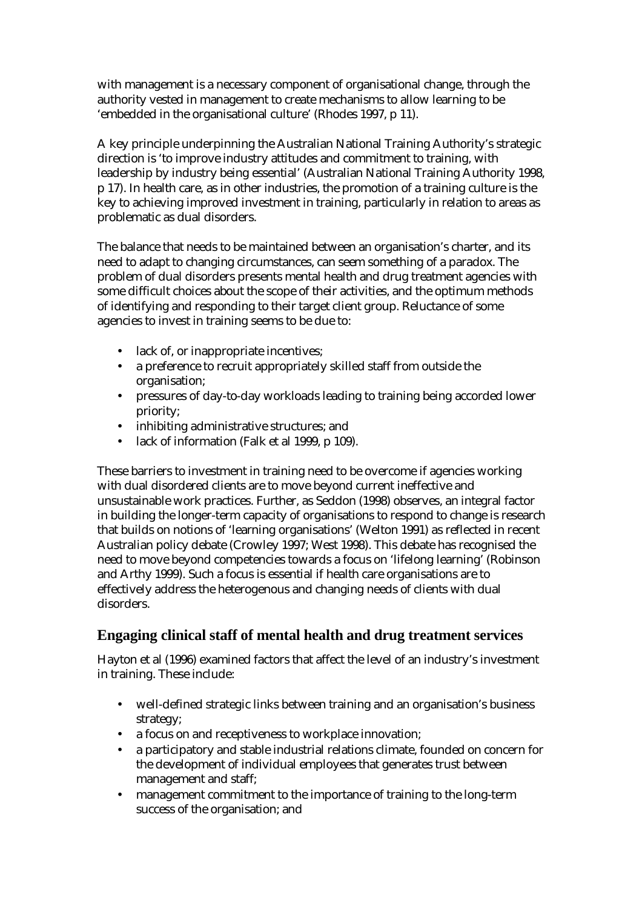with management is a necessary component of organisational change, through the authority vested in management to create mechanisms to allow learning to be 'embedded in the organisational culture' (Rhodes 1997, p 11).

A key principle underpinning the Australian National Training Authority's strategic direction is 'to improve industry attitudes and commitment to training, with leadership by industry being essential' (Australian National Training Authority 1998, p 17). In health care, as in other industries, the promotion of a training culture is the key to achieving improved investment in training, particularly in relation to areas as problematic as dual disorders.

The balance that needs to be maintained between an organisation's charter, and its need to adapt to changing circumstances, can seem something of a paradox. The problem of dual disorders presents mental health and drug treatment agencies with some difficult choices about the scope of their activities, and the optimum methods of identifying and responding to their target client group. Reluctance of some agencies to invest in training seems to be due to:

- lack of, or inappropriate incentives;
- a preference to recruit appropriately skilled staff from outside the organisation;
- pressures of day-to-day workloads leading to training being accorded lower priority;
- inhibiting administrative structures; and
- lack of information (Falk et al 1999, p 109).

These barriers to investment in training need to be overcome if agencies working with dual disordered clients are to move beyond current ineffective and unsustainable work practices. Further, as Seddon (1998) observes, an integral factor in building the longer-term capacity of organisations to respond to change is research that builds on notions of 'learning organisations' (Welton 1991) as reflected in recent Australian policy debate (Crowley 1997; West 1998). This debate has recognised the need to move beyond competencies towards a focus on 'lifelong learning' (Robinson and Arthy 1999). Such a focus is essential if health care organisations are to effectively address the heterogenous and changing needs of clients with dual disorders.

## Engaging clinical staff of mental health and drug treatment services

Hayton et al (1996) examined factors that affect the level of an industry's investment in training. These include:

- well-defined strategic links between training and an organisation's business strategy;
- a focus on and receptiveness to workplace innovation;
- a participatory and stable industrial relations climate, founded on concern for the development of individual employees that generates trust between management and staff;
- management commitment to the importance of training to the long-term success of the organisation; and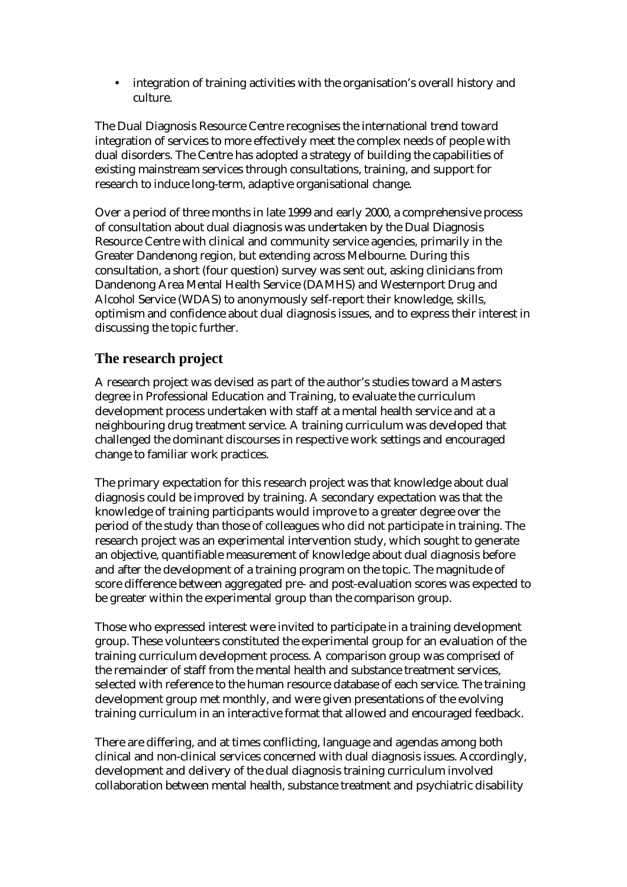- integration of training activities with the organisation's overall history and culture.

The Dual Diagnosis Resource Centre recognises the international trend toward integration of services to more effectively meet the complex needs of people with dual disorders. The Centre has adopted a strategy of building the capabilities of existing mainstream services through consultations, training, and support for research to induce long-term, adaptive organisational change.

Over a period of three months in late 1999 and early 2000, a comprehensive process of consultation about dual diagnosis was undertaken by the Dual Diagnosis Resource Centre with clinical and community service agencies, primarily in the Greater Dandenong region, but extending across Melbourne. During this consultation, a short (four question) survey was sent out, asking clinicians from Dandenong Area Mental Health Service (DAMHS) and Westernport Drug and Alcohol Service (WDAS) to anonymously self-report their knowledge, skills, optimism and confidence about dual diagnosis issues, and to express their interest in discussing the topic further.

## The research project

A research project was devised as part of the author's studies toward a Masters degree in Professional Education and Training, to evaluate the curriculum development process undertaken with staff at a mental health service and at a neighbouring drug treatment service. A training curriculum was developed that challenged the dominant discourses in respective work settings and encouraged change to familiar work practices.

The primary expectation for this research project was that knowledge about dual diagnosis could be improved by training. A secondary expectation was that the knowledge of training participants would improve to a greater degree over the period of the study than those of colleagues who did not participate in training. The research project was an experimental intervention study, which sought to generate an objective, quantifiable measurement of knowledge about dual diagnosis before and after the development of a training program on the topic. The magnitude of score difference between aggregated pre- and post-evaluation scores was expected to be greater within the experimental group than the comparison group.

Those who expressed interest were invited to participate in a training development group. These volunteers constituted the experimental group for an evaluation of the training curriculum development process. A comparison group was comprised of the remainder of staff from the mental health and substance treatment services, selected with reference to the human resource database of each service. The training development group met monthly, and were given presentations of the evolving training curriculum in an interactive format that allowed and encouraged feedback.

There are differing, and at times conflicting, language and agendas among both clinical and non-clinical services concerned with dual diagnosis issues. Accordingly, development and delivery of the dual diagnosis training curriculum involved collaboration between mental health, substance treatment and psychiatric disability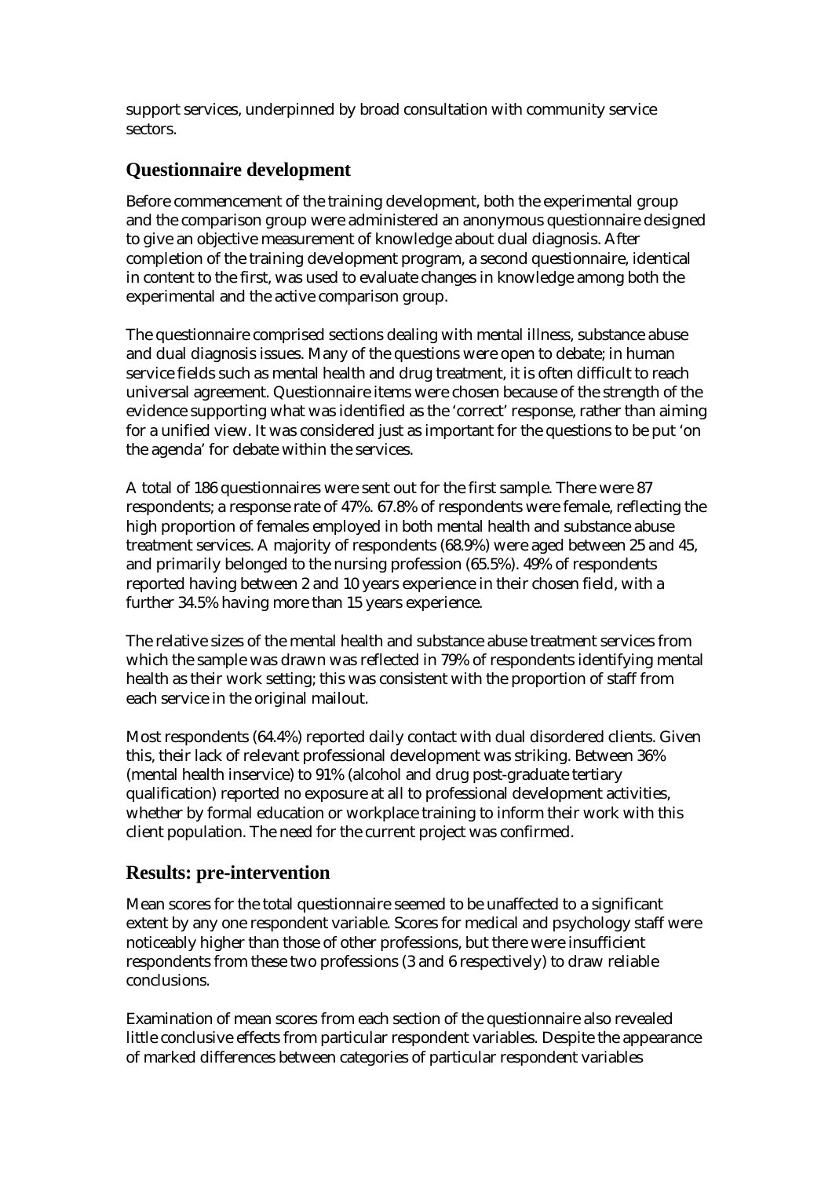support services, underpinned by broad consultation with community service sectors.

## Questionnaire development

Before commencement of the training development, both the experimental group and the comparison group were administered an anonymous questionnaire designed to give an objective measurement of knowledge about dual diagnosis. After completion of the training development program, a second questionnaire, identical in content to the first, was used to evaluate changes in knowledge among both the experimental and the active comparison group.

The questionnaire comprised sections dealing with mental illness, substance abuse and dual diagnosis issues. Many of the questions were open to debate; in human service fields such as mental health and drug treatment, it is often difficult to reach universal agreement. Questionnaire items were chosen because of the strength of the evidence supporting what was identified as the 'correct' response, rather than aiming for a unified view. It was considered just as important for the questions to be put 'on the agenda' for debate within the services.

A total of 186 questionnaires were sent out for the first sample. There were 87 respondents; a response rate of 47%. 67.8% of respondents were female, reflecting the high proportion of females employed in both mental health and substance abuse treatment services. A majority of respondents (68.9%) were aged between 25 and 45, and primarily belonged to the nursing profession (65.5%). 49% of respondents reported having between 2 and 10 years experience in their chosen field, with a further 34.5% having more than 15 years experience.

The relative sizes of the mental health and substance abuse treatment services from which the sample was drawn was reflected in 79% of respondents identifying mental health as their work setting; this was consistent with the proportion of staff from each service in the original mailout.

Most respondents (64.4%) reported daily contact with dual disordered clients. Given this, their lack of relevant professional development was striking. Between 36% (mental health inservice) to 91% (alcohol and drug post-graduate tertiary qualification) reported no exposure at all to professional development activities, whether by formal education or workplace training to inform their work with this client population. The need for the current project was confirmed.

## Results: pre-intervention

Mean scores for the total questionnaire seemed to be unaffected to a significant extent by any one respondent variable. Scores for medical and psychology staff were noticeably higher than those of other professions, but there were insufficient respondents from these two professions (3 and 6 respectively) to draw reliable conclusions.

Examination of mean scores from each section of the questionnaire also revealed little conclusive effects from particular respondent variables. Despite the appearance of marked differences between categories of particular respondent variables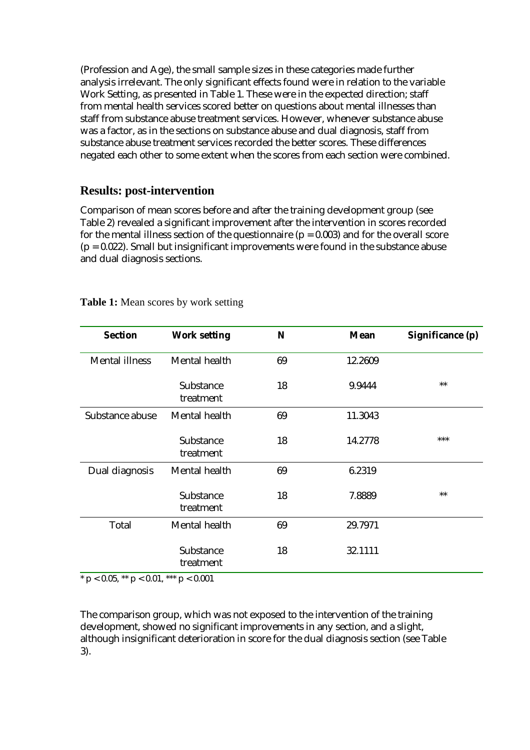(Profession and Age), the small sample sizes in these categories made further analysis irrelevant. The only significant effects found were in relation to the variable Work Setting, as presented in Table 1. These were in the expected direction; staff from mental health services scored better on questions about mental illnesses than staff from substance abuse treatment services. However, whenever substance abuse was a factor, as in the sections on substance abuse and dual diagnosis, staff from substance abuse treatment services recorded the better scores. These differences negated each other to some extent when the scores from each section were combined.

## Results: post-intervention

Comparison of mean scores before and after the training development group (see Table 2) revealed a significant improvement after the intervention in scores recorded for the mental illness section of the questionnaire ($p = 0.003$) and for the overall score ($p = 0.022$). Small but insignificant improvements were found in the substance abuse and dual diagnosis sections.

**Table 1:** Mean scores by work setting

| Section | Work setting | N | Mean | Significance (p) |
|---|---|---|---|---|
| Mental illness | Mental health | 69 | 12.2609 | |
| | Substance treatment | 18 | 9.9444 | ** |
| Substance abuse | Mental health | 69 | 11.3043 | |
| | Substance treatment | 18 | 14.2778 | *** |
| Dual diagnosis | Mental health | 69 | 6.2319 | |
| | Substance treatment | 18 | 7.8889 | ** |
| Total | Mental health | 69 | 29.7971 | |
| | Substance treatment | 18 | 32.1111 | |

* $p < 0.05$, ** $p < 0.01$, *** $p < 0.001$

The comparison group, which was not exposed to the intervention of the training development, showed no significant improvements in any section, and a slight, although insignificant deterioration in score for the dual diagnosis section (see Table 3).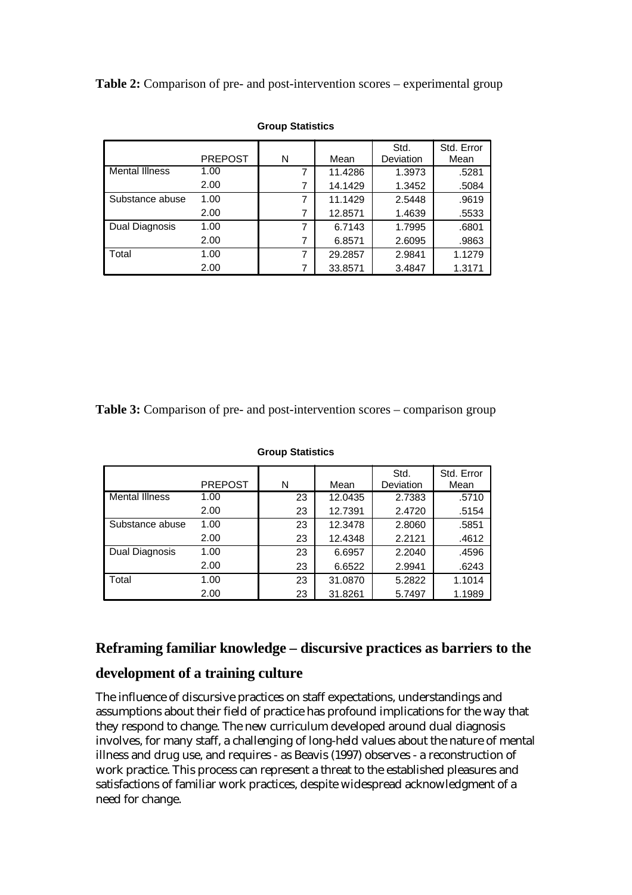**Table 2:** Comparison of pre- and post-intervention scores – experimental group

**Group Statistics**

| | PREPOST | N | Mean | Std. Deviation | Std. Error Mean |
|---|---|---|---|---|---|
| Mental Illness | 1.00 | 7 | 11.4286 | 1.3973 | .5281 |
| | 2.00 | 7 | 14.1429 | 1.3452 | .5084 |
| Substance abuse | 1.00 | 7 | 11.1429 | 2.5448 | .9619 |
| | 2.00 | 7 | 12.8571 | 1.4639 | .5533 |
| Dual Diagnosis | 1.00 | 7 | 6.7143 | 1.7995 | .6801 |
| | 2.00 | 7 | 6.8571 | 2.6095 | .9863 |
| Total | 1.00 | 7 | 29.2857 | 2.9841 | 1.1279 |
| | 2.00 | 7 | 33.8571 | 3.4847 | 1.3171 |

**Table 3:** Comparison of pre- and post-intervention scores – comparison group

**Group Statistics**

| | PREPOST | N | Mean | Std. Deviation | Std. Error Mean |
|---|---|---|---|---|---|
| Mental Illness | 1.00 | 23 | 12.0435 | 2.7383 | .5710 |
| | 2.00 | 23 | 12.7391 | 2.4720 | .5154 |
| Substance abuse | 1.00 | 23 | 12.3478 | 2.8060 | .5851 |
| | 2.00 | 23 | 12.4348 | 2.2121 | .4612 |
| Dual Diagnosis | 1.00 | 23 | 6.6957 | 2.2040 | .4596 |
| | 2.00 | 23 | 6.6522 | 2.9941 | .6243 |
| Total | 1.00 | 23 | 31.0870 | 5.2822 | 1.1014 |
| | 2.00 | 23 | 31.8261 | 5.7497 | 1.1989 |

## Reframing familiar knowledge – discursive practices as barriers to the development of a training culture

The influence of discursive practices on staff expectations, understandings and assumptions about their field of practice has profound implications for the way that they respond to change. The new curriculum developed around dual diagnosis involves, for many staff, a challenging of long-held values about the nature of mental illness and drug use, and requires - as Beavis (1997) observes - a reconstruction of work practice. This process can represent a threat to the established pleasures and satisfactions of familiar work practices, despite widespread acknowledgment of a need for change.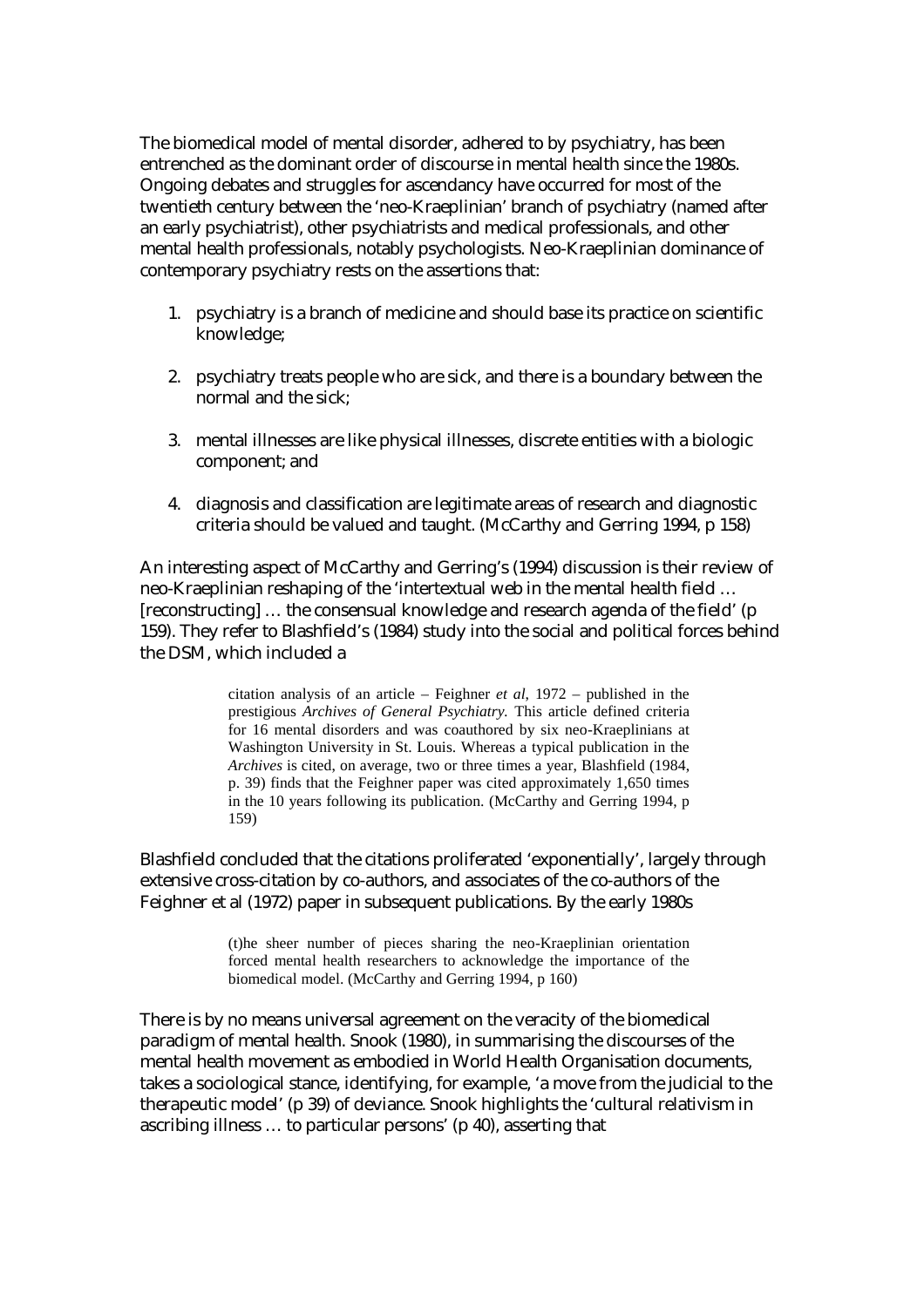The biomedical model of mental disorder, adhered to by psychiatry, has been entrenched as the dominant order of discourse in mental health since the 1980s. Ongoing debates and struggles for ascendancy have occurred for most of the twentieth century between the 'neo-Kraeplinian' branch of psychiatry (named after an early psychiatrist), other psychiatrists and medical professionals, and other mental health professionals, notably psychologists. Neo-Kraeplinian dominance of contemporary psychiatry rests on the assertions that:

1. psychiatry is a branch of medicine and should base its practice on scientific knowledge;

2. psychiatry treats people who are sick, and there is a boundary between the normal and the sick;

3. mental illnesses are like physical illnesses, discrete entities with a biologic component; and

4. diagnosis and classification are legitimate areas of research and diagnostic criteria should be valued and taught. (McCarthy and Gerring 1994, p 158)

An interesting aspect of McCarthy and Gerring's (1994) discussion is their review of neo-Kraeplinian reshaping of the 'intertextual web in the mental health field … [reconstructing] … the consensual knowledge and research agenda of the field' (p 159). They refer to Blashfield's (1984) study into the social and political forces behind the DSM, which included a

> citation analysis of an article – Feighner *et al*, 1972 – published in the prestigious *Archives of General Psychiatry*. This article defined criteria for 16 mental disorders and was coauthored by six neo-Kraeplinians at Washington University in St. Louis. Whereas a typical publication in the *Archives* is cited, on average, two or three times a year, Blashfield (1984, p. 39) finds that the Feighner paper was cited approximately 1,650 times in the 10 years following its publication. (McCarthy and Gerring 1994, p 159)

Blashfield concluded that the citations proliferated 'exponentially', largely through extensive cross-citation by co-authors, and associates of the co-authors of the Feighner et al (1972) paper in subsequent publications. By the early 1980s

> (t)he sheer number of pieces sharing the neo-Kraeplinian orientation forced mental health researchers to acknowledge the importance of the biomedical model. (McCarthy and Gerring 1994, p 160)

There is by no means universal agreement on the veracity of the biomedical paradigm of mental health. Snook (1980), in summarising the discourses of the mental health movement as embodied in World Health Organisation documents, takes a sociological stance, identifying, for example, 'a move from the judicial to the therapeutic model' (p 39) of deviance. Snook highlights the 'cultural relativism in ascribing illness … to particular persons' (p 40), asserting that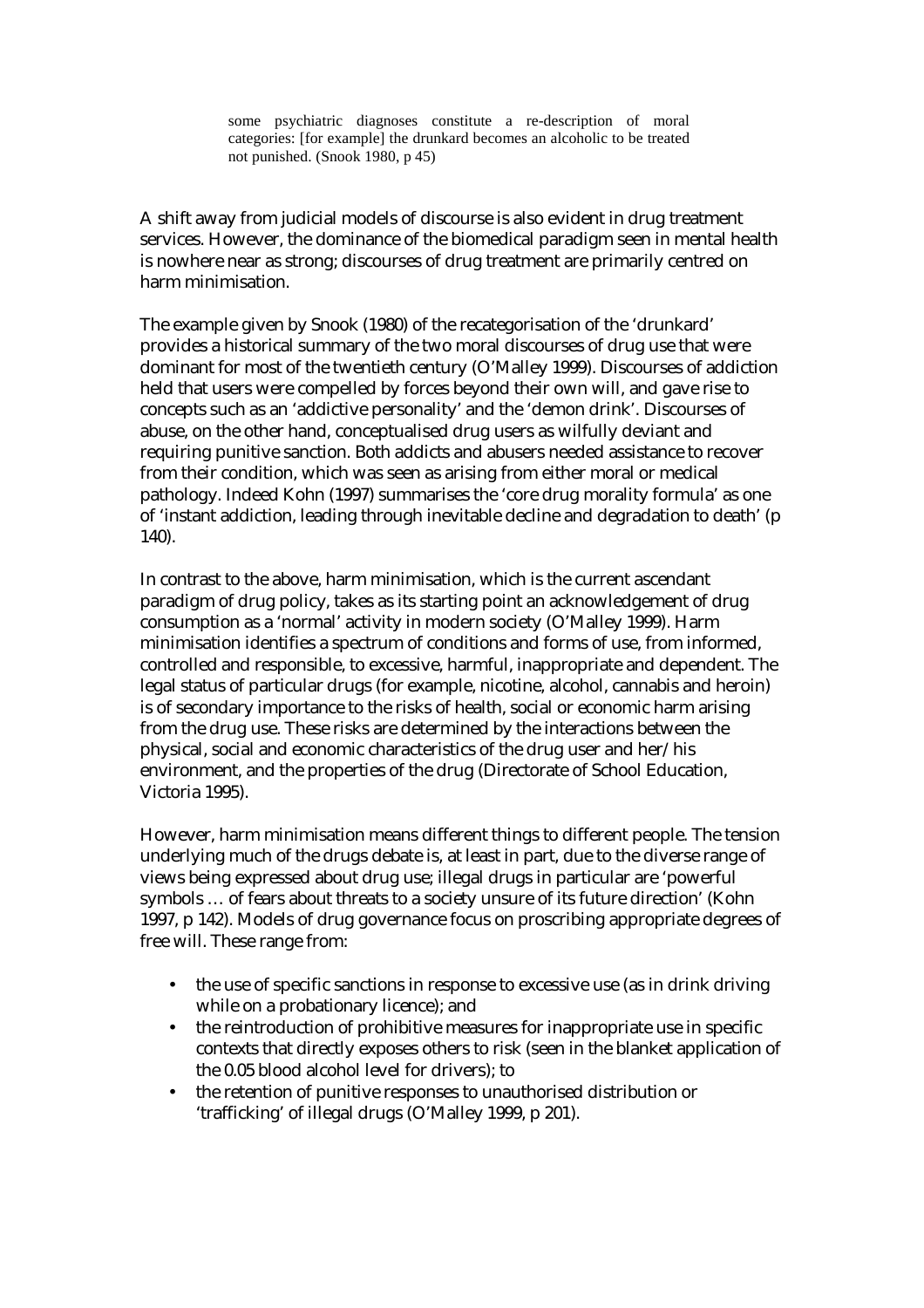> some psychiatric diagnoses constitute a re-description of moral categories: [for example] the drunkard becomes an alcoholic to be treated not punished. (Snook 1980, p 45)

A shift away from judicial models of discourse is also evident in drug treatment services. However, the dominance of the biomedical paradigm seen in mental health is nowhere near as strong; discourses of drug treatment are primarily centred on harm minimisation.

The example given by Snook (1980) of the recategorisation of the 'drunkard' provides a historical summary of the two moral discourses of drug use that were dominant for most of the twentieth century (O'Malley 1999). Discourses of addiction held that users were compelled by forces beyond their own will, and gave rise to concepts such as an 'addictive personality' and the 'demon drink'. Discourses of abuse, on the other hand, conceptualised drug users as wilfully deviant and requiring punitive sanction. Both addicts and abusers needed assistance to recover from their condition, which was seen as arising from either moral or medical pathology. Indeed Kohn (1997) summarises the 'core drug morality formula' as one of 'instant addiction, leading through inevitable decline and degradation to death' (p 140).

In contrast to the above, harm minimisation, which is the current ascendant paradigm of drug policy, takes as its starting point an acknowledgement of drug consumption as a 'normal' activity in modern society (O'Malley 1999). Harm minimisation identifies a spectrum of conditions and forms of use, from informed, controlled and responsible, to excessive, harmful, inappropriate and dependent. The legal status of particular drugs (for example, nicotine, alcohol, cannabis and heroin) is of secondary importance to the risks of health, social or economic harm arising from the drug use. These risks are determined by the interactions between the physical, social and economic characteristics of the drug user and her/his environment, and the properties of the drug (Directorate of School Education, Victoria 1995).

However, harm minimisation means different things to different people. The tension underlying much of the drugs debate is, at least in part, due to the diverse range of views being expressed about drug use; illegal drugs in particular are 'powerful symbols … of fears about threats to a society unsure of its future direction' (Kohn 1997, p 142). Models of drug governance focus on proscribing appropriate degrees of free will. These range from:

- the use of specific sanctions in response to excessive use (as in drink driving while on a probationary licence); and
- the reintroduction of prohibitive measures for inappropriate use in specific contexts that directly exposes others to risk (seen in the blanket application of the 0.05 blood alcohol level for drivers); to
- the retention of punitive responses to unauthorised distribution or 'trafficking' of illegal drugs (O'Malley 1999, p 201).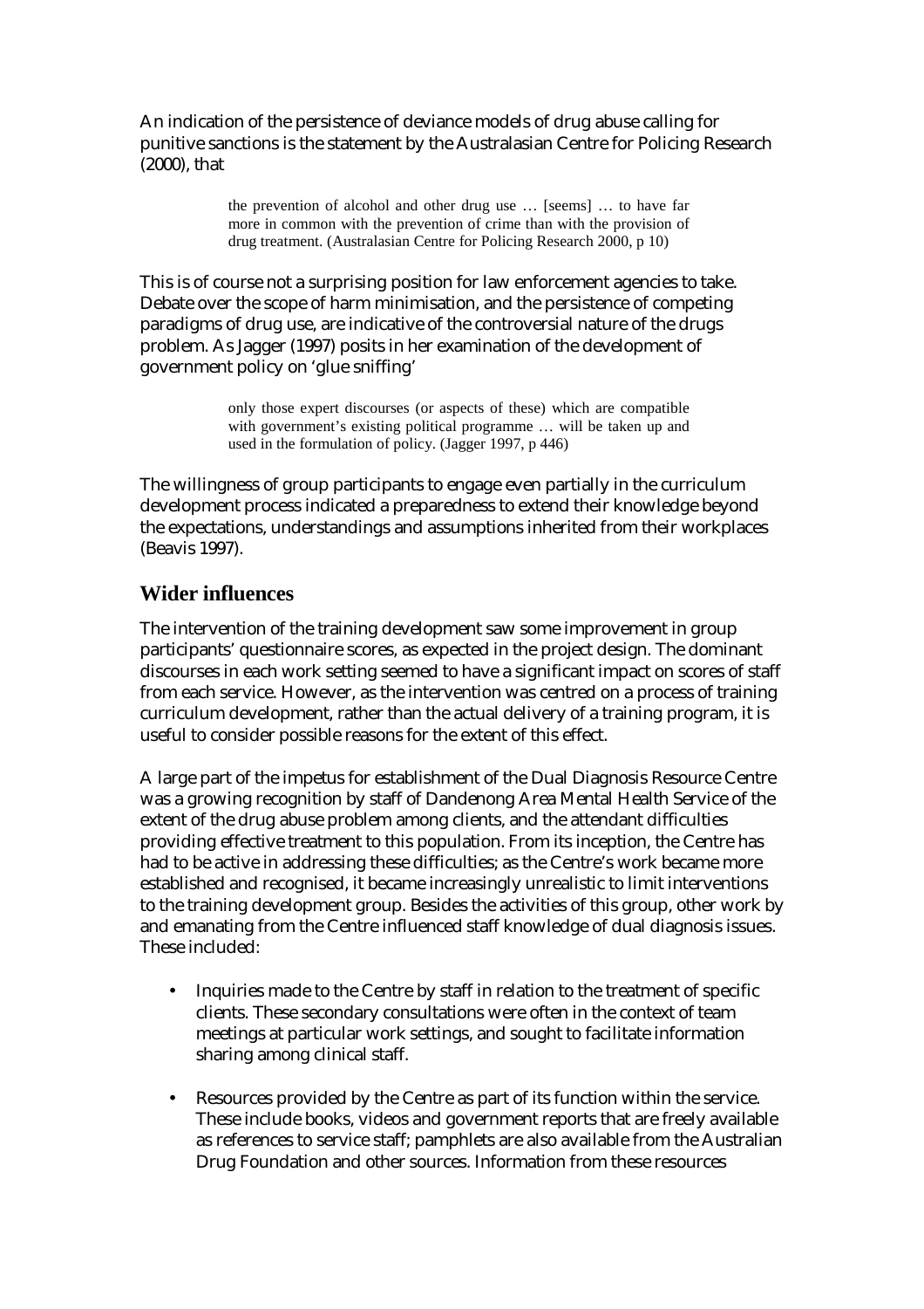An indication of the persistence of deviance models of drug abuse calling for punitive sanctions is the statement by the Australasian Centre for Policing Research (2000), that

> the prevention of alcohol and other drug use … [seems] … to have far more in common with the prevention of crime than with the provision of drug treatment. (Australasian Centre for Policing Research 2000, p 10)

This is of course not a surprising position for law enforcement agencies to take. Debate over the scope of harm minimisation, and the persistence of competing paradigms of drug use, are indicative of the controversial nature of the drugs problem. As Jagger (1997) posits in her examination of the development of government policy on 'glue sniffing'

> only those expert discourses (or aspects of these) which are compatible with government's existing political programme … will be taken up and used in the formulation of policy. (Jagger 1997, p 446)

The willingness of group participants to engage even partially in the curriculum development process indicated a preparedness to extend their knowledge beyond the expectations, understandings and assumptions inherited from their workplaces (Beavis 1997).

## Wider influences

The intervention of the training development saw some improvement in group participants' questionnaire scores, as expected in the project design. The dominant discourses in each work setting seemed to have a significant impact on scores of staff from each service. However, as the intervention was centred on a process of training curriculum development, rather than the actual delivery of a training program, it is useful to consider possible reasons for the extent of this effect.

A large part of the impetus for establishment of the Dual Diagnosis Resource Centre was a growing recognition by staff of Dandenong Area Mental Health Service of the extent of the drug abuse problem among clients, and the attendant difficulties providing effective treatment to this population. From its inception, the Centre has had to be active in addressing these difficulties; as the Centre's work became more established and recognised, it became increasingly unrealistic to limit interventions to the training development group. Besides the activities of this group, other work by and emanating from the Centre influenced staff knowledge of dual diagnosis issues. These included:

- Inquiries made to the Centre by staff in relation to the treatment of specific clients. These secondary consultations were often in the context of team meetings at particular work settings, and sought to facilitate information sharing among clinical staff.
- Resources provided by the Centre as part of its function within the service. These include books, videos and government reports that are freely available as references to service staff; pamphlets are also available from the Australian Drug Foundation and other sources. Information from these resources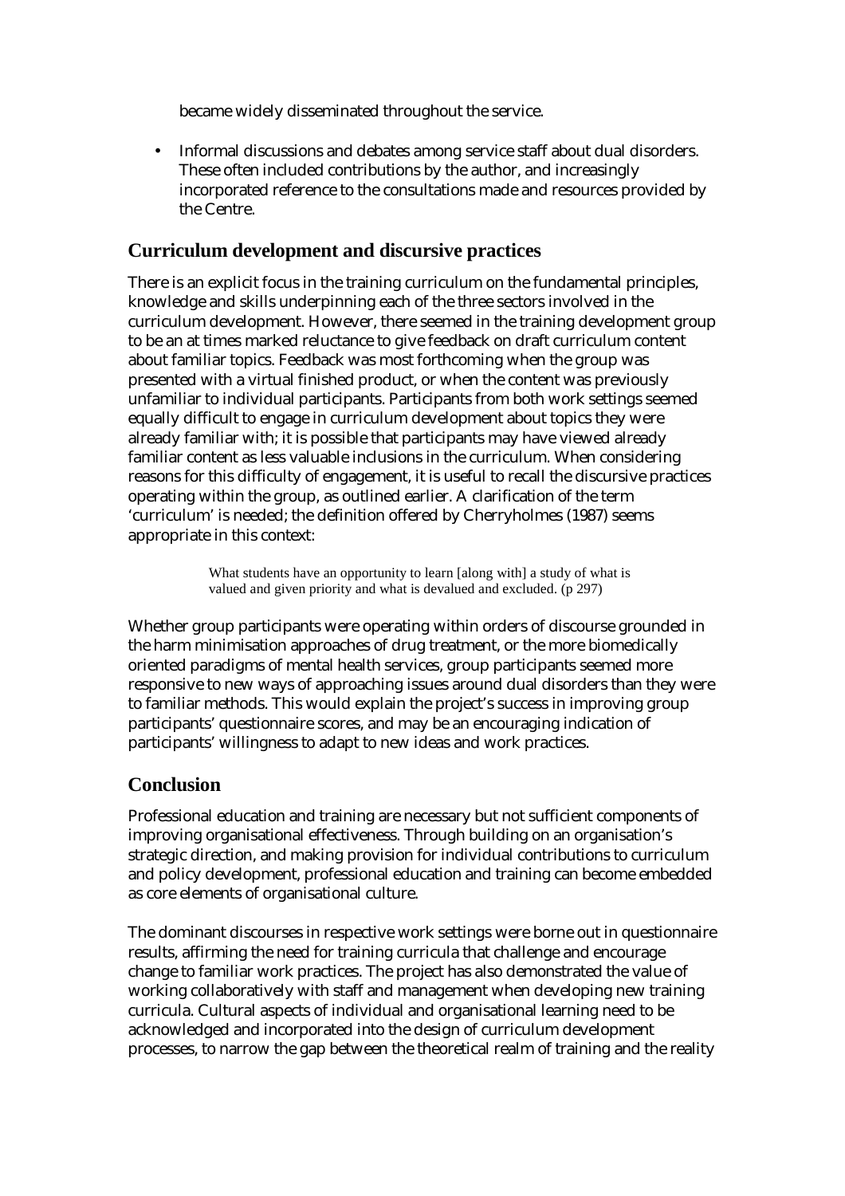became widely disseminated throughout the service.

- Informal discussions and debates among service staff about dual disorders. These often included contributions by the author, and increasingly incorporated reference to the consultations made and resources provided by the Centre.

## Curriculum development and discursive practices

There is an explicit focus in the training curriculum on the fundamental principles, knowledge and skills underpinning each of the three sectors involved in the curriculum development. However, there seemed in the training development group to be an at times marked reluctance to give feedback on draft curriculum content about familiar topics. Feedback was most forthcoming when the group was presented with a virtual finished product, or when the content was previously unfamiliar to individual participants. Participants from both work settings seemed equally difficult to engage in curriculum development about topics they were already familiar with; it is possible that participants may have viewed already familiar content as less valuable inclusions in the curriculum. When considering reasons for this difficulty of engagement, it is useful to recall the discursive practices operating within the group, as outlined earlier. A clarification of the term 'curriculum' is needed; the definition offered by Cherryholmes (1987) seems appropriate in this context:

> What students have an opportunity to learn [along with] a study of what is valued and given priority and what is devalued and excluded. (p 297)

Whether group participants were operating within orders of discourse grounded in the harm minimisation approaches of drug treatment, or the more biomedically oriented paradigms of mental health services, group participants seemed more responsive to new ways of approaching issues around dual disorders than they were to familiar methods. This would explain the project's success in improving group participants' questionnaire scores, and may be an encouraging indication of participants' willingness to adapt to new ideas and work practices.

## Conclusion

Professional education and training are necessary but not sufficient components of improving organisational effectiveness. Through building on an organisation's strategic direction, and making provision for individual contributions to curriculum and policy development, professional education and training can become embedded as core elements of organisational culture.

The dominant discourses in respective work settings were borne out in questionnaire results, affirming the need for training curricula that challenge and encourage change to familiar work practices. The project has also demonstrated the value of working collaboratively with staff and management when developing new training curricula. Cultural aspects of individual and organisational learning need to be acknowledged and incorporated into the design of curriculum development processes, to narrow the gap between the theoretical realm of training and the reality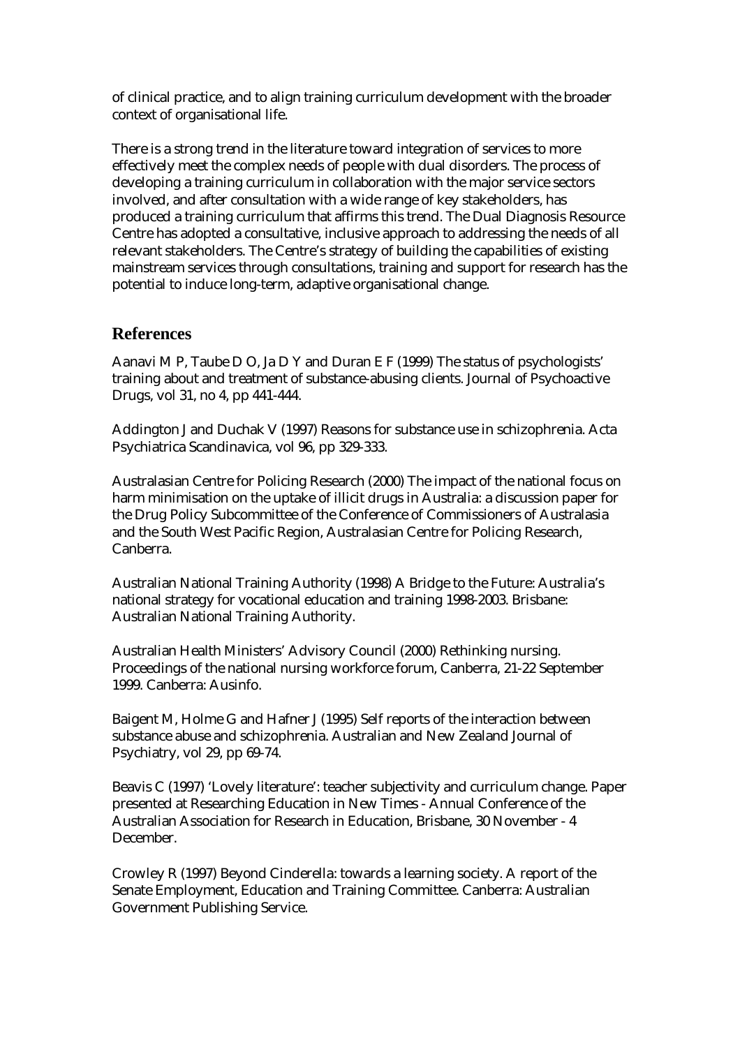of clinical practice, and to align training curriculum development with the broader context of organisational life.

There is a strong trend in the literature toward integration of services to more effectively meet the complex needs of people with dual disorders. The process of developing a training curriculum in collaboration with the major service sectors involved, and after consultation with a wide range of key stakeholders, has produced a training curriculum that affirms this trend. The Dual Diagnosis Resource Centre has adopted a consultative, inclusive approach to addressing the needs of all relevant stakeholders. The Centre's strategy of building the capabilities of existing mainstream services through consultations, training and support for research has the potential to induce long-term, adaptive organisational change.

## References

Aanavi M P, Taube D O, Ja D Y and Duran E F (1999) The status of psychologists' training about and treatment of substance-abusing clients. Journal of Psychoactive Drugs, vol 31, no 4, pp 441-444.

Addington J and Duchak V (1997) Reasons for substance use in schizophrenia. Acta Psychiatrica Scandinavica, vol 96, pp 329-333.

Australasian Centre for Policing Research (2000) The impact of the national focus on harm minimisation on the uptake of illicit drugs in Australia: a discussion paper for the Drug Policy Subcommittee of the Conference of Commissioners of Australasia and the South West Pacific Region, Australasian Centre for Policing Research, Canberra.

Australian National Training Authority (1998) A Bridge to the Future: Australia's national strategy for vocational education and training 1998-2003. Brisbane: Australian National Training Authority.

Australian Health Ministers' Advisory Council (2000) Rethinking nursing. Proceedings of the national nursing workforce forum, Canberra, 21-22 September 1999. Canberra: Ausinfo.

Baigent M, Holme G and Hafner J (1995) Self reports of the interaction between substance abuse and schizophrenia. Australian and New Zealand Journal of Psychiatry, vol 29, pp 69-74.

Beavis C (1997) 'Lovely literature': teacher subjectivity and curriculum change. Paper presented at Researching Education in New Times - Annual Conference of the Australian Association for Research in Education, Brisbane, 30 November - 4 December.

Crowley R (1997) Beyond Cinderella: towards a learning society. A report of the Senate Employment, Education and Training Committee. Canberra: Australian Government Publishing Service.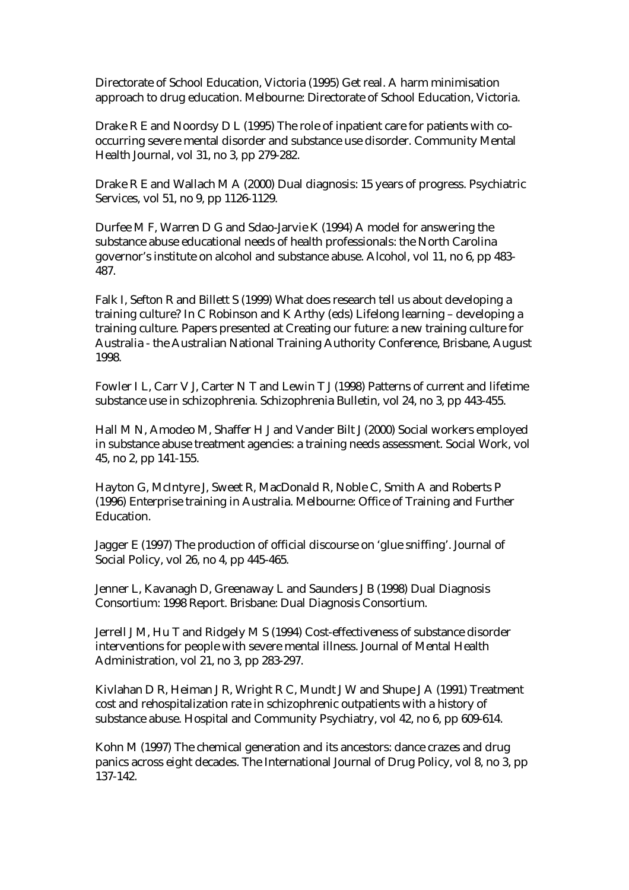Directorate of School Education, Victoria (1995) Get real. A harm minimisation approach to drug education. Melbourne: Directorate of School Education, Victoria.

Drake R E and Noordsy D L (1995) The role of inpatient care for patients with co-occurring severe mental disorder and substance use disorder. Community Mental Health Journal, vol 31, no 3, pp 279-282.

Drake R E and Wallach M A (2000) Dual diagnosis: 15 years of progress. Psychiatric Services, vol 51, no 9, pp 1126-1129.

Durfee M F, Warren D G and Sdao-Jarvie K (1994) A model for answering the substance abuse educational needs of health professionals: the North Carolina governor's institute on alcohol and substance abuse. Alcohol, vol 11, no 6, pp 483-487.

Falk I, Sefton R and Billett S (1999) What does research tell us about developing a training culture? In C Robinson and K Arthy (eds) Lifelong learning – developing a training culture. Papers presented at Creating our future: a new training culture for Australia - the Australian National Training Authority Conference, Brisbane, August 1998.

Fowler I L, Carr V J, Carter N T and Lewin T J (1998) Patterns of current and lifetime substance use in schizophrenia. Schizophrenia Bulletin, vol 24, no 3, pp 443-455.

Hall M N, Amodeo M, Shaffer H J and Vander Bilt J (2000) Social workers employed in substance abuse treatment agencies: a training needs assessment. Social Work, vol 45, no 2, pp 141-155.

Hayton G, McIntyre J, Sweet R, MacDonald R, Noble C, Smith A and Roberts P (1996) Enterprise training in Australia. Melbourne: Office of Training and Further Education.

Jagger E (1997) The production of official discourse on 'glue sniffing'. Journal of Social Policy, vol 26, no 4, pp 445-465.

Jenner L, Kavanagh D, Greenaway L and Saunders J B (1998) Dual Diagnosis Consortium: 1998 Report. Brisbane: Dual Diagnosis Consortium.

Jerrell J M, Hu T and Ridgely M S (1994) Cost-effectiveness of substance disorder interventions for people with severe mental illness. Journal of Mental Health Administration, vol 21, no 3, pp 283-297.

Kivlahan D R, Heiman J R, Wright R C, Mundt J W and Shupe J A (1991) Treatment cost and rehospitalization rate in schizophrenic outpatients with a history of substance abuse. Hospital and Community Psychiatry, vol 42, no 6, pp 609-614.

Kohn M (1997) The chemical generation and its ancestors: dance crazes and drug panics across eight decades. The International Journal of Drug Policy, vol 8, no 3, pp 137-142.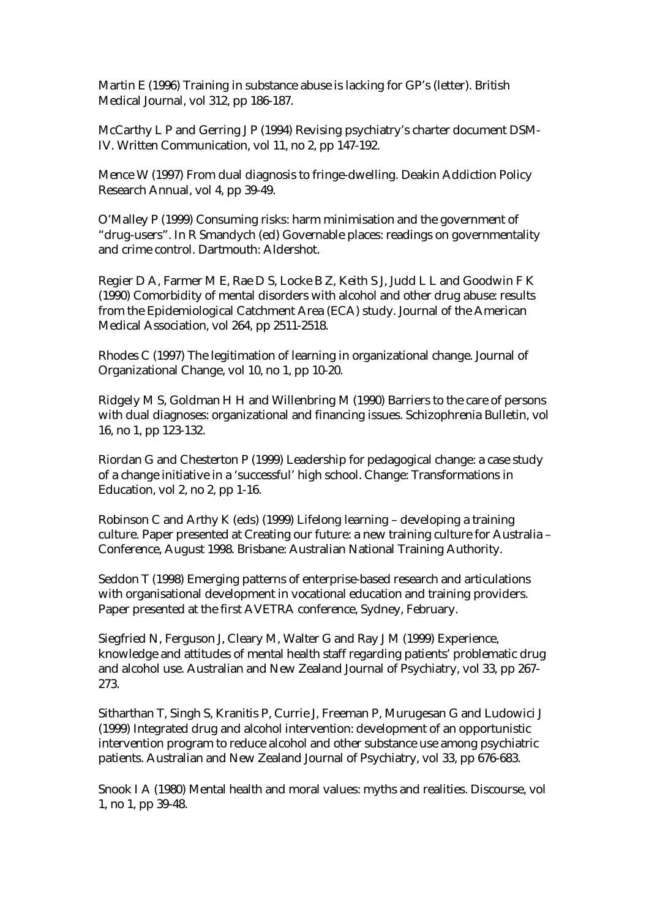Martin E (1996) Training in substance abuse is lacking for GP's (letter). British Medical Journal, vol 312, pp 186-187.

McCarthy L P and Gerring J P (1994) Revising psychiatry's charter document DSM-IV. Written Communication, vol 11, no 2, pp 147-192.

Mence W (1997) From dual diagnosis to fringe-dwelling. Deakin Addiction Policy Research Annual, vol 4, pp 39-49.

O'Malley P (1999) Consuming risks: harm minimisation and the government of "drug-users". In R Smandych (ed) Governable places: readings on governmentality and crime control. Dartmouth: Aldershot.

Regier D A, Farmer M E, Rae D S, Locke B Z, Keith S J, Judd L L and Goodwin F K (1990) Comorbidity of mental disorders with alcohol and other drug abuse: results from the Epidemiological Catchment Area (ECA) study. Journal of the American Medical Association, vol 264, pp 2511-2518.

Rhodes C (1997) The legitimation of learning in organizational change. Journal of Organizational Change, vol 10, no 1, pp 10-20.

Ridgely M S, Goldman H H and Willenbring M (1990) Barriers to the care of persons with dual diagnoses: organizational and financing issues. Schizophrenia Bulletin, vol 16, no 1, pp 123-132.

Riordan G and Chesterton P (1999) Leadership for pedagogical change: a case study of a change initiative in a 'successful' high school. Change: Transformations in Education, vol 2, no 2, pp 1-16.

Robinson C and Arthy K (eds) (1999) Lifelong learning – developing a training culture. Paper presented at Creating our future: a new training culture for Australia – Conference, August 1998. Brisbane: Australian National Training Authority.

Seddon T (1998) Emerging patterns of enterprise-based research and articulations with organisational development in vocational education and training providers. Paper presented at the first AVETRA conference, Sydney, February.

Siegfried N, Ferguson J, Cleary M, Walter G and Ray J M (1999) Experience, knowledge and attitudes of mental health staff regarding patients' problematic drug and alcohol use. Australian and New Zealand Journal of Psychiatry, vol 33, pp 267-273.

Sitharthan T, Singh S, Kranitis P, Currie J, Freeman P, Murugesan G and Ludowici J (1999) Integrated drug and alcohol intervention: development of an opportunistic intervention program to reduce alcohol and other substance use among psychiatric patients. Australian and New Zealand Journal of Psychiatry, vol 33, pp 676-683.

Snook I A (1980) Mental health and moral values: myths and realities. Discourse, vol 1, no 1, pp 39-48.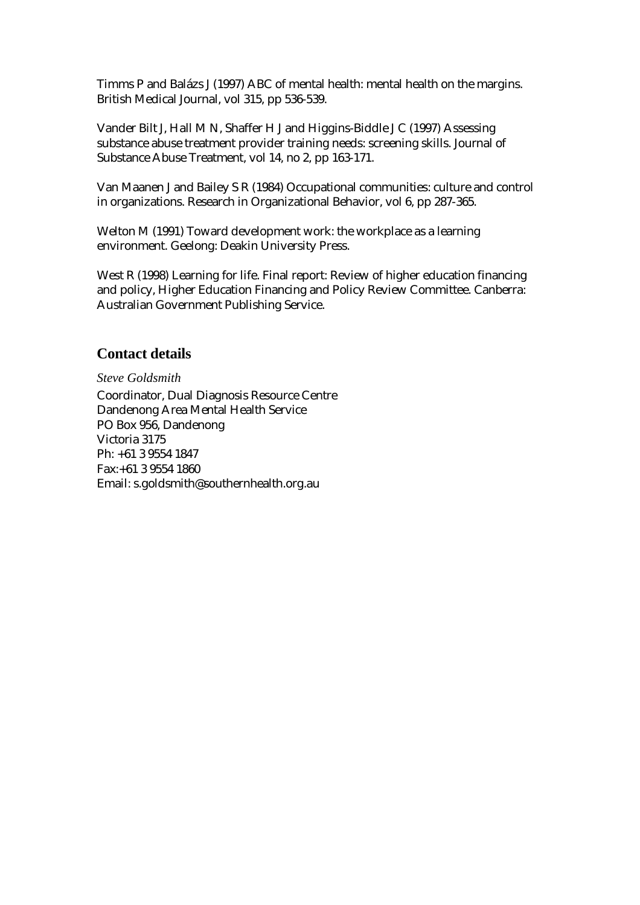Timms P and Balázs J (1997) ABC of mental health: mental health on the margins. British Medical Journal, vol 315, pp 536-539.

Vander Bilt J, Hall M N, Shaffer H J and Higgins-Biddle J C (1997) Assessing substance abuse treatment provider training needs: screening skills. Journal of Substance Abuse Treatment, vol 14, no 2, pp 163-171.

Van Maanen J and Bailey S R (1984) Occupational communities: culture and control in organizations. Research in Organizational Behavior, vol 6, pp 287-365.

Welton M (1991) Toward development work: the workplace as a learning environment. Geelong: Deakin University Press.

West R (1998) Learning for life. Final report: Review of higher education financing and policy, Higher Education Financing and Policy Review Committee. Canberra: Australian Government Publishing Service.

## Contact details

*Steve Goldsmith*

Coordinator, Dual Diagnosis Resource Centre
Dandenong Area Mental Health Service
PO Box 956, Dandenong
Victoria 3175
Ph: +61 3 9554 1847
Fax:+61 3 9554 1860
Email: s.goldsmith@southernhealth.org.au